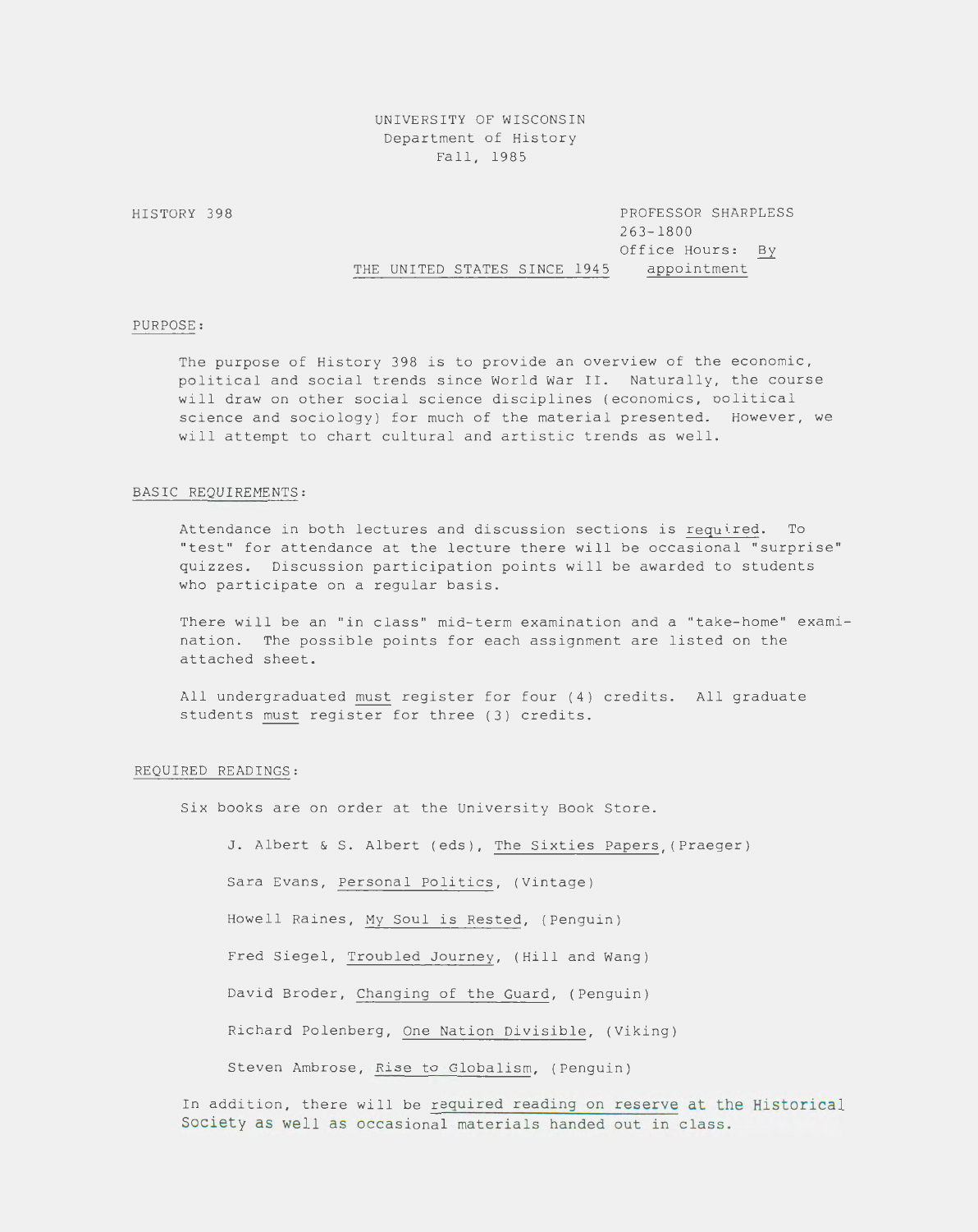UNIVERSITY OF WISCONSIN
Department of History
Fall, 1985

HISTORY 398

PROFESSOR SHARPLESS
263-1800
Office Hours: By appointment

# THE UNITED STATES SINCE 1945

## PURPOSE:

The purpose of History 398 is to provide an overview of the economic, political and social trends since World War II. Naturally, the course will draw on other social science disciplines (economics, political science and sociology) for much of the material presented. However, we will attempt to chart cultural and artistic trends as well.

## BASIC REQUIREMENTS:

Attendance in both lectures and discussion sections is required. To "test" for attendance at the lecture there will be occasional "surprise" quizzes. Discussion participation points will be awarded to students who participate on a regular basis.

There will be an "in class" mid-term examination and a "take-home" examination. The possible points for each assignment are listed on the attached sheet.

All undergraduated must register for four (4) credits. All graduate students must register for three (3) credits.

## REQUIRED READINGS:

Six books are on order at the University Book Store.

- J. Albert & S. Albert (eds), The Sixties Papers, (Praeger)
- Sara Evans, Personal Politics, (Vintage)
- Howell Raines, My Soul is Rested, (Penguin)
- Fred Siegel, Troubled Journey, (Hill and Wang)
- David Broder, Changing of the Guard, (Penguin)
- Richard Polenberg, One Nation Divisible, (Viking)
- Steven Ambrose, Rise to Globalism, (Penguin)

In addition, there will be required reading on reserve at the Historical Society as well as occasional materials handed out in class.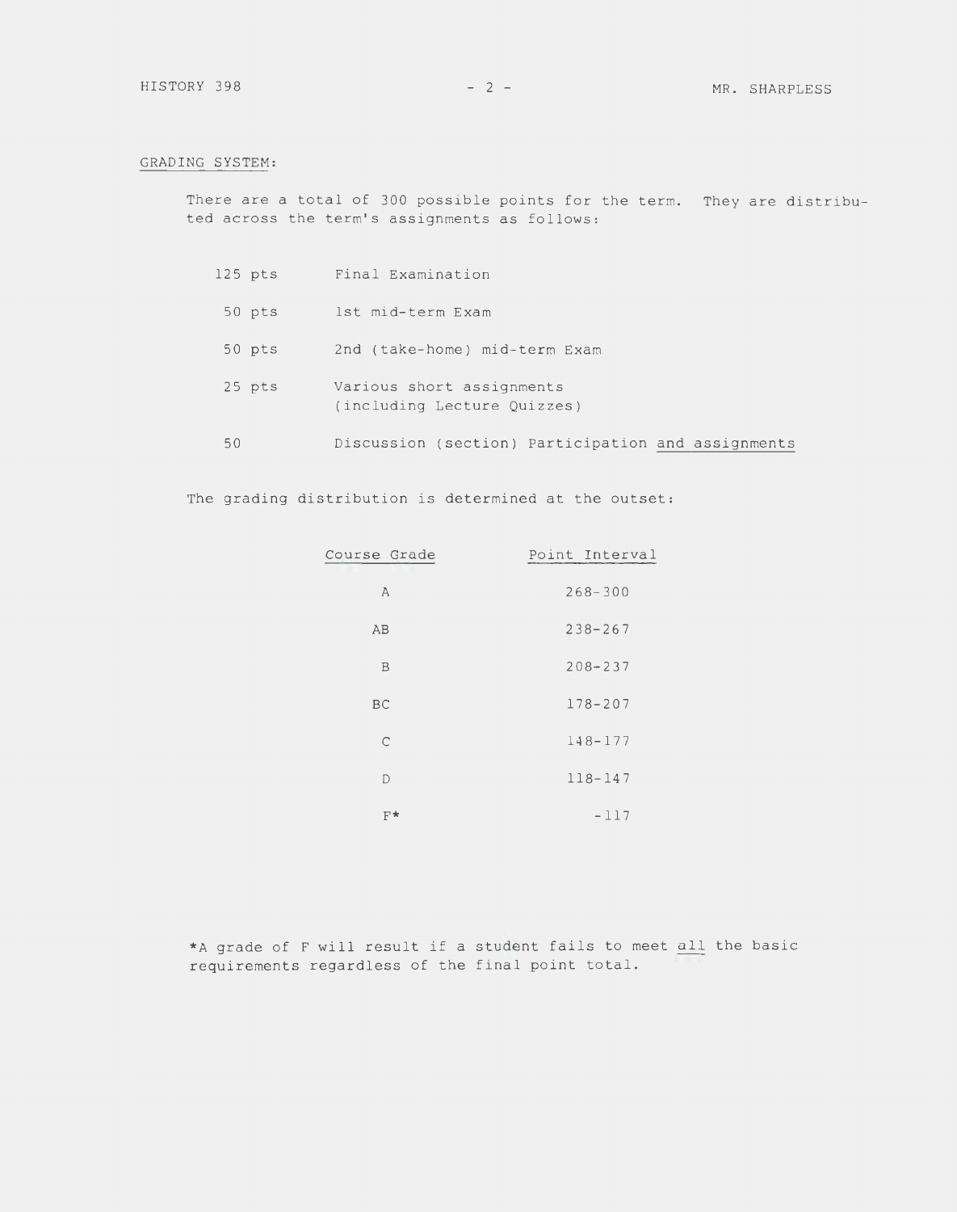GRADING SYSTEM:

There are a total of 300 possible points for the term. They are distributed across the term's assignments as follows:

| | |
|---|---|
| 125 pts | Final Examination |
| 50 pts | 1st mid-term Exam |
| 50 pts | 2nd (take-home) mid-term Exam |
| 25 pts | Various short assignments (including Lecture Quizzes) |
| 50 | Discussion (section) Participation <u>and assignments</u> |

The grading distribution is determined at the outset:

| Course Grade | Point Interval |
|---|---|
| A | 268-300 |
| AB | 238-267 |
| B | 208-237 |
| BC | 178-207 |
| C | 148-177 |
| D | 118-147 |
| F* | -117 |

*A grade of F will result if a student fails to meet <u>all</u> the basic requirements regardless of the final point total.